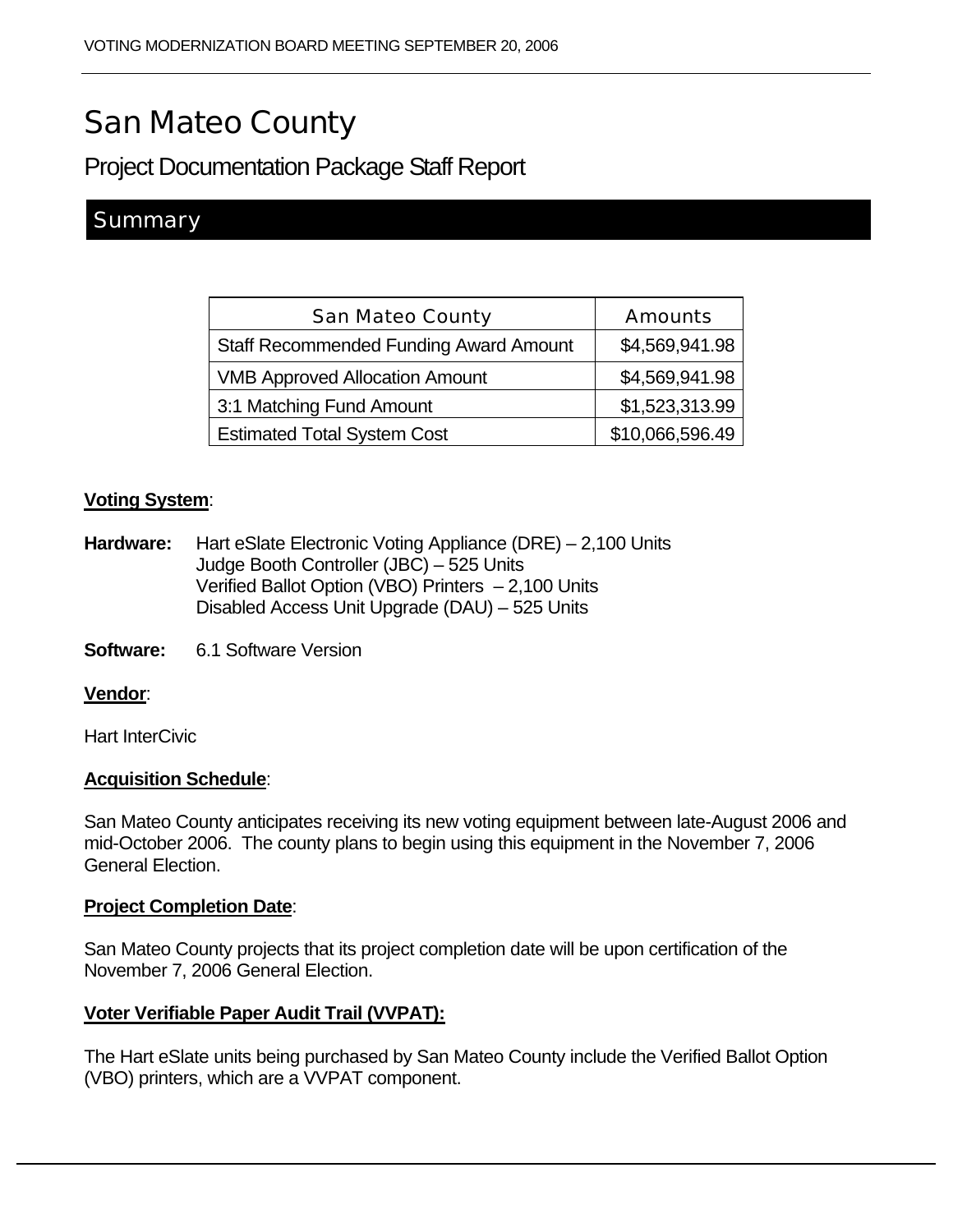# San Mateo County

## Project Documentation Package Staff Report

## Summary

| San Mateo County | Amounts |
|---|---|
| Staff Recommended Funding Award Amount | $4,569,941.98 |
| VMB Approved Allocation Amount | $4,569,941.98 |
| 3:1 Matching Fund Amount | $1,523,313.99 |
| Estimated Total System Cost | $10,066,596.49 |

**Voting System**:

**Hardware:** Hart eSlate Electronic Voting Appliance (DRE) – 2,100 Units
Judge Booth Controller (JBC) – 525 Units
Verified Ballot Option (VBO) Printers – 2,100 Units
Disabled Access Unit Upgrade (DAU) – 525 Units

**Software:** 6.1 Software Version

**Vendor**:

Hart InterCivic

**Acquisition Schedule**:

San Mateo County anticipates receiving its new voting equipment between late-August 2006 and mid-October 2006. The county plans to begin using this equipment in the November 7, 2006 General Election.

**Project Completion Date**:

San Mateo County projects that its project completion date will be upon certification of the November 7, 2006 General Election.

**Voter Verifiable Paper Audit Trail (VVPAT):**

The Hart eSlate units being purchased by San Mateo County include the Verified Ballot Option (VBO) printers, which are a VVPAT component.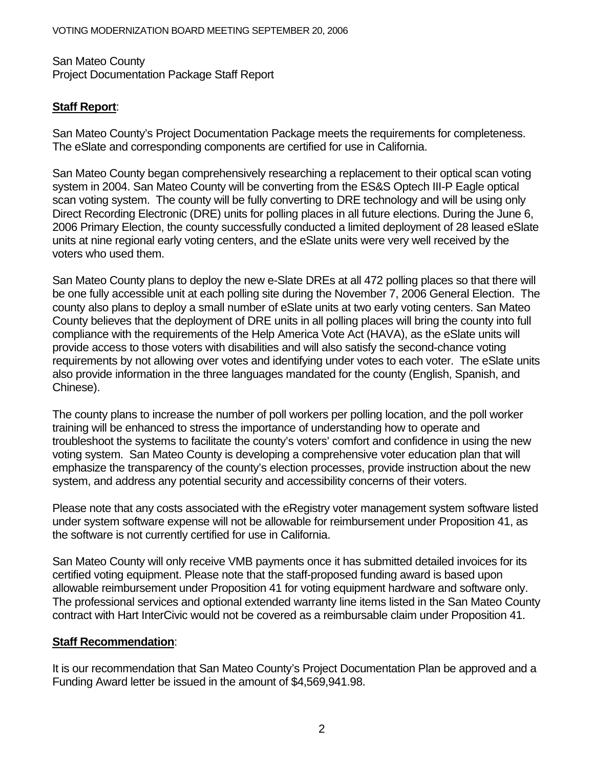San Mateo County
Project Documentation Package Staff Report

**Staff Report**:

San Mateo County's Project Documentation Package meets the requirements for completeness. The eSlate and corresponding components are certified for use in California.

San Mateo County began comprehensively researching a replacement to their optical scan voting system in 2004. San Mateo County will be converting from the ES&S Optech III-P Eagle optical scan voting system. The county will be fully converting to DRE technology and will be using only Direct Recording Electronic (DRE) units for polling places in all future elections. During the June 6, 2006 Primary Election, the county successfully conducted a limited deployment of 28 leased eSlate units at nine regional early voting centers, and the eSlate units were very well received by the voters who used them.

San Mateo County plans to deploy the new e-Slate DREs at all 472 polling places so that there will be one fully accessible unit at each polling site during the November 7, 2006 General Election. The county also plans to deploy a small number of eSlate units at two early voting centers. San Mateo County believes that the deployment of DRE units in all polling places will bring the county into full compliance with the requirements of the Help America Vote Act (HAVA), as the eSlate units will provide access to those voters with disabilities and will also satisfy the second-chance voting requirements by not allowing over votes and identifying under votes to each voter. The eSlate units also provide information in the three languages mandated for the county (English, Spanish, and Chinese).

The county plans to increase the number of poll workers per polling location, and the poll worker training will be enhanced to stress the importance of understanding how to operate and troubleshoot the systems to facilitate the county's voters' comfort and confidence in using the new voting system. San Mateo County is developing a comprehensive voter education plan that will emphasize the transparency of the county's election processes, provide instruction about the new system, and address any potential security and accessibility concerns of their voters.

Please note that any costs associated with the eRegistry voter management system software listed under system software expense will not be allowable for reimbursement under Proposition 41, as the software is not currently certified for use in California.

San Mateo County will only receive VMB payments once it has submitted detailed invoices for its certified voting equipment. Please note that the staff-proposed funding award is based upon allowable reimbursement under Proposition 41 for voting equipment hardware and software only. The professional services and optional extended warranty line items listed in the San Mateo County contract with Hart InterCivic would not be covered as a reimbursable claim under Proposition 41.

**Staff Recommendation**:

It is our recommendation that San Mateo County's Project Documentation Plan be approved and a Funding Award letter be issued in the amount of $4,569,941.98.